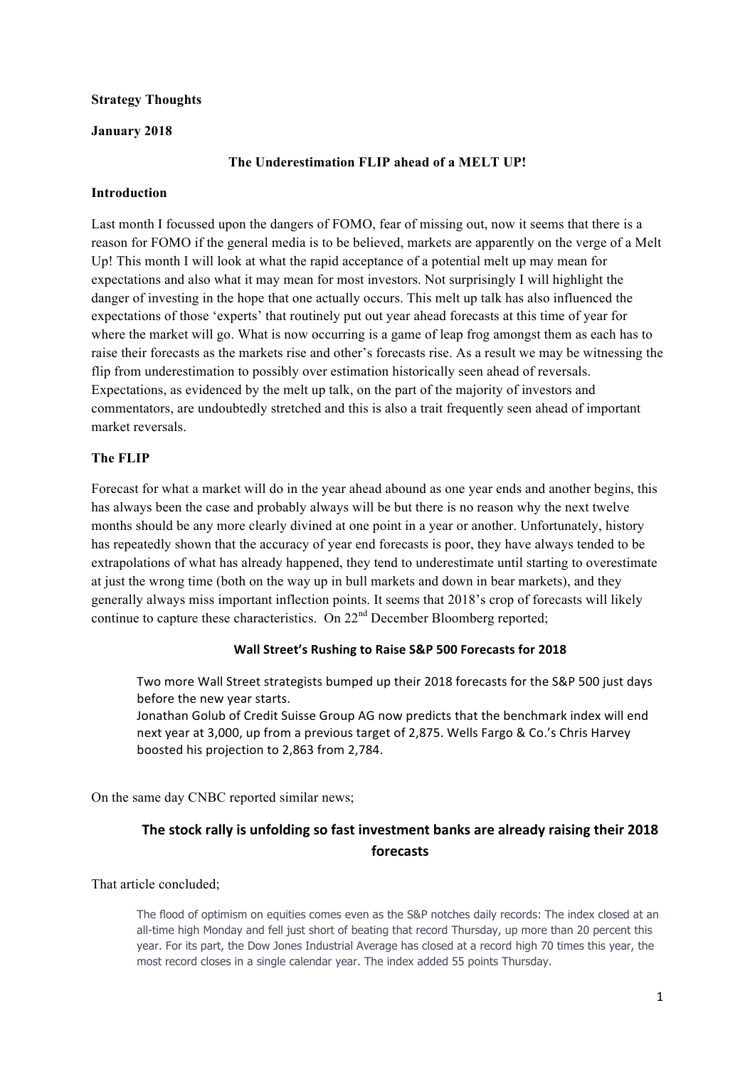**Strategy Thoughts**

**January 2018**

**The Underestimation FLIP ahead of a MELT UP!**

**Introduction**

Last month I focussed upon the dangers of FOMO, fear of missing out, now it seems that there is a reason for FOMO if the general media is to be believed, markets are apparently on the verge of a Melt Up! This month I will look at what the rapid acceptance of a potential melt up may mean for expectations and also what it may mean for most investors. Not surprisingly I will highlight the danger of investing in the hope that one actually occurs. This melt up talk has also influenced the expectations of those 'experts' that routinely put out year ahead forecasts at this time of year for where the market will go. What is now occurring is a game of leap frog amongst them as each has to raise their forecasts as the markets rise and other's forecasts rise. As a result we may be witnessing the flip from underestimation to possibly over estimation historically seen ahead of reversals. Expectations, as evidenced by the melt up talk, on the part of the majority of investors and commentators, are undoubtedly stretched and this is also a trait frequently seen ahead of important market reversals.

**The FLIP**

Forecast for what a market will do in the year ahead abound as one year ends and another begins, this has always been the case and probably always will be but there is no reason why the next twelve months should be any more clearly divined at one point in a year or another. Unfortunately, history has repeatedly shown that the accuracy of year end forecasts is poor, they have always tended to be extrapolations of what has already happened, they tend to underestimate until starting to overestimate at just the wrong time (both on the way up in bull markets and down in bear markets), and they generally always miss important inflection points. It seems that 2018's crop of forecasts will likely continue to capture these characteristics. On 22nd December Bloomberg reported;

> **Wall Street's Rushing to Raise S&P 500 Forecasts for 2018**
>
> Two more Wall Street strategists bumped up their 2018 forecasts for the S&P 500 just days before the new year starts.
> Jonathan Golub of Credit Suisse Group AG now predicts that the benchmark index will end next year at 3,000, up from a previous target of 2,875. Wells Fargo & Co.'s Chris Harvey boosted his projection to 2,863 from 2,784.

On the same day CNBC reported similar news;

> **The stock rally is unfolding so fast investment banks are already raising their 2018 forecasts**

That article concluded;

> The flood of optimism on equities comes even as the S&P notches daily records: The index closed at an all-time high Monday and fell just short of beating that record Thursday, up more than 20 percent this year. For its part, the Dow Jones Industrial Average has closed at a record high 70 times this year, the most record closes in a single calendar year. The index added 55 points Thursday.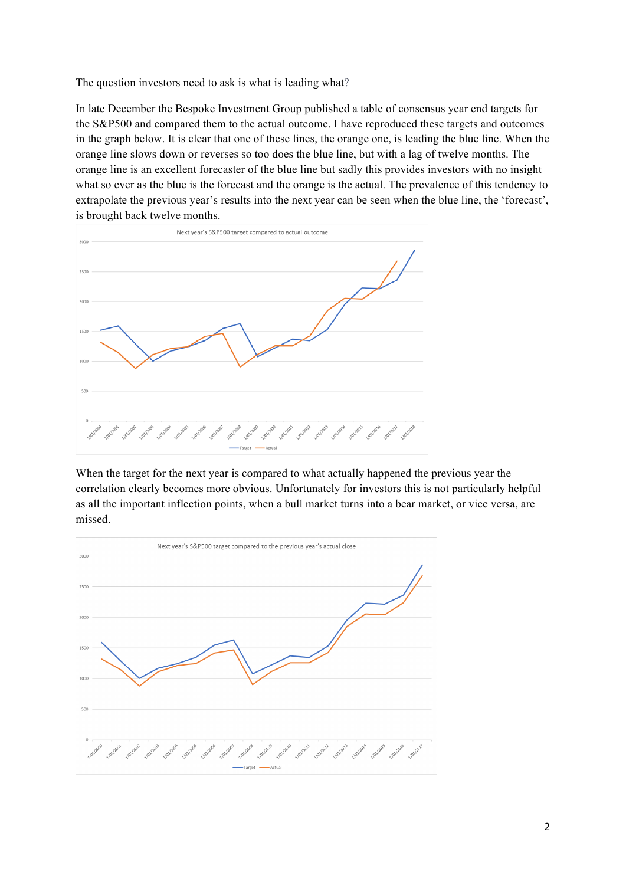The question investors need to ask is what is leading what?

In late December the Bespoke Investment Group published a table of consensus year end targets for the S&P500 and compared them to the actual outcome. I have reproduced these targets and outcomes in the graph below. It is clear that one of these lines, the orange one, is leading the blue line. When the orange line slows down or reverses so too does the blue line, but with a lag of twelve months. The orange line is an excellent forecaster of the blue line but sadly this provides investors with no insight what so ever as the blue is the forecast and the orange is the actual. The prevalence of this tendency to extrapolate the previous year's results into the next year can be seen when the blue line, the 'forecast', is brought back twelve months.

When the target for the next year is compared to what actually happened the previous year the correlation clearly becomes more obvious. Unfortunately for investors this is not particularly helpful as all the important inflection points, when a bull market turns into a bear market, or vice versa, are missed.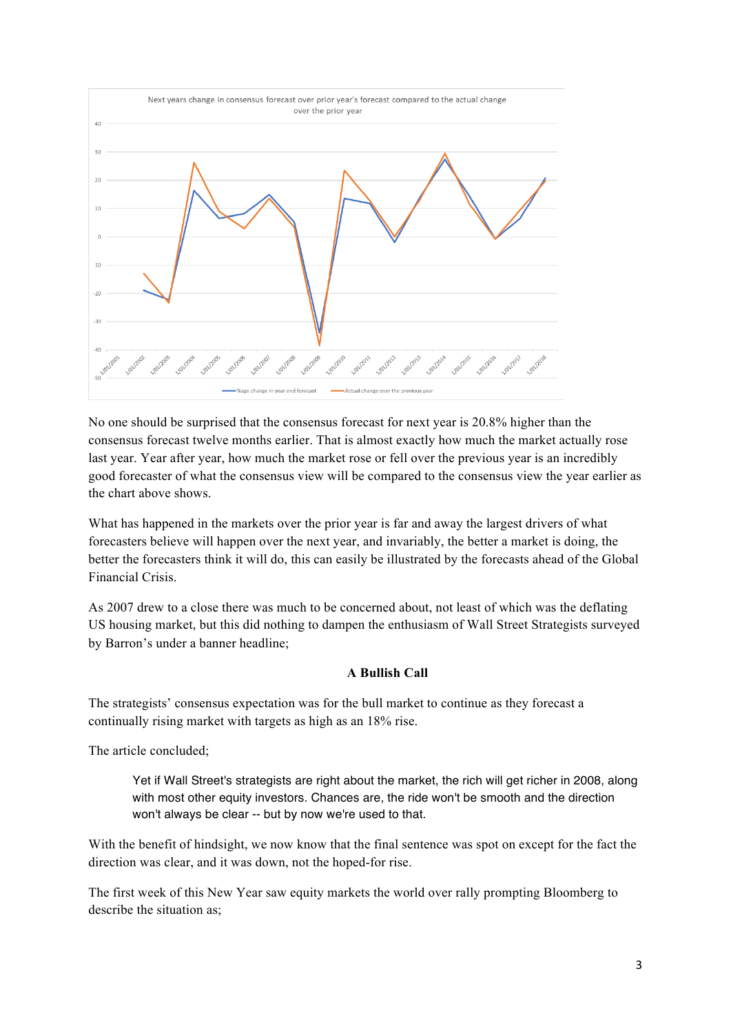Next years change in consensus forecast over prior year's forecast compared to the actual change over the prior year

No one should be surprised that the consensus forecast for next year is 20.8% higher than the consensus forecast twelve months earlier. That is almost exactly how much the market actually rose last year. Year after year, how much the market rose or fell over the previous year is an incredibly good forecaster of what the consensus view will be compared to the consensus view the year earlier as the chart above shows.

What has happened in the markets over the prior year is far and away the largest drivers of what forecasters believe will happen over the next year, and invariably, the better a market is doing, the better the forecasters think it will do, this can easily be illustrated by the forecasts ahead of the Global Financial Crisis.

As 2007 drew to a close there was much to be concerned about, not least of which was the deflating US housing market, but this did nothing to dampen the enthusiasm of Wall Street Strategists surveyed by Barron's under a banner headline;

**A Bullish Call**

The strategists' consensus expectation was for the bull market to continue as they forecast a continually rising market with targets as high as an 18% rise.

The article concluded;

> Yet if Wall Street's strategists are right about the market, the rich will get richer in 2008, along with most other equity investors. Chances are, the ride won't be smooth and the direction won't always be clear -- but by now we're used to that.

With the benefit of hindsight, we now know that the final sentence was spot on except for the fact the direction was clear, and it was down, not the hoped-for rise.

The first week of this New Year saw equity markets the world over rally prompting Bloomberg to describe the situation as;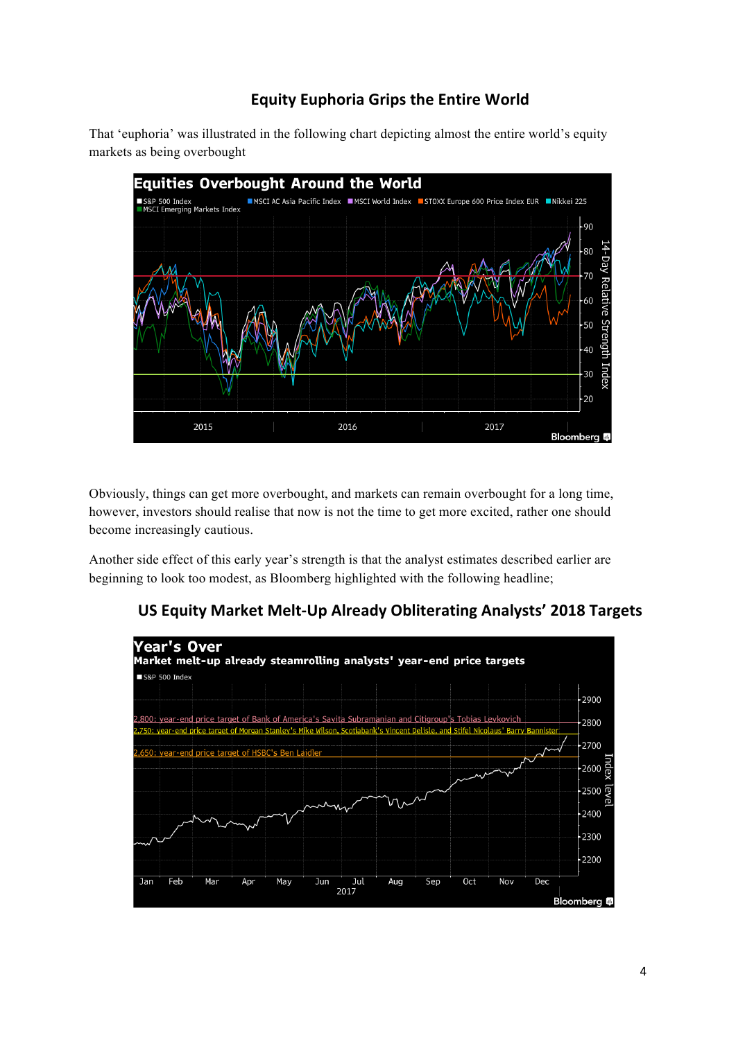## Equity Euphoria Grips the Entire World

That 'euphoria' was illustrated in the following chart depicting almost the entire world's equity markets as being overbought

Obviously, things can get more overbought, and markets can remain overbought for a long time, however, investors should realise that now is not the time to get more excited, rather one should become increasingly cautious.

Another side effect of this early year's strength is that the analyst estimates described earlier are beginning to look too modest, as Bloomberg highlighted with the following headline;

## US Equity Market Melt-Up Already Obliterating Analysts' 2018 Targets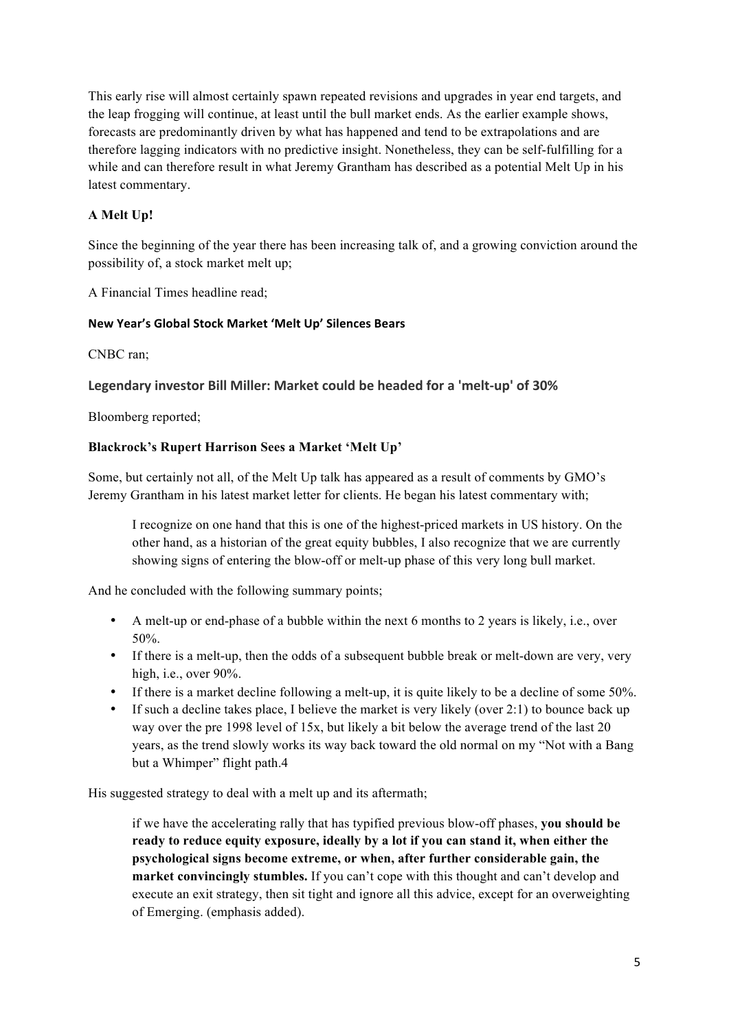This early rise will almost certainly spawn repeated revisions and upgrades in year end targets, and the leap frogging will continue, at least until the bull market ends. As the earlier example shows, forecasts are predominantly driven by what has happened and tend to be extrapolations and are therefore lagging indicators with no predictive insight. Nonetheless, they can be self-fulfilling for a while and can therefore result in what Jeremy Grantham has described as a potential Melt Up in his latest commentary.

### A Melt Up!

Since the beginning of the year there has been increasing talk of, and a growing conviction around the possibility of, a stock market melt up;

A Financial Times headline read;

**New Year's Global Stock Market 'Melt Up' Silences Bears**

CNBC ran;

**Legendary investor Bill Miller: Market could be headed for a 'melt-up' of 30%**

Bloomberg reported;

**Blackrock's Rupert Harrison Sees a Market 'Melt Up'**

Some, but certainly not all, of the Melt Up talk has appeared as a result of comments by GMO's Jeremy Grantham in his latest market letter for clients. He began his latest commentary with;

> I recognize on one hand that this is one of the highest-priced markets in US history. On the other hand, as a historian of the great equity bubbles, I also recognize that we are currently showing signs of entering the blow-off or melt-up phase of this very long bull market.

And he concluded with the following summary points;

- A melt-up or end-phase of a bubble within the next 6 months to 2 years is likely, i.e., over 50%.
- If there is a melt-up, then the odds of a subsequent bubble break or melt-down are very, very high, i.e., over 90%.
- If there is a market decline following a melt-up, it is quite likely to be a decline of some 50%.
- If such a decline takes place, I believe the market is very likely (over 2:1) to bounce back up way over the pre 1998 level of 15x, but likely a bit below the average trend of the last 20 years, as the trend slowly works its way back toward the old normal on my "Not with a Bang but a Whimper" flight path.4

His suggested strategy to deal with a melt up and its aftermath;

> if we have the accelerating rally that has typified previous blow-off phases, **you should be ready to reduce equity exposure, ideally by a lot if you can stand it, when either the psychological signs become extreme, or when, after further considerable gain, the market convincingly stumbles.** If you can't cope with this thought and can't develop and execute an exit strategy, then sit tight and ignore all this advice, except for an overweighting of Emerging. (emphasis added).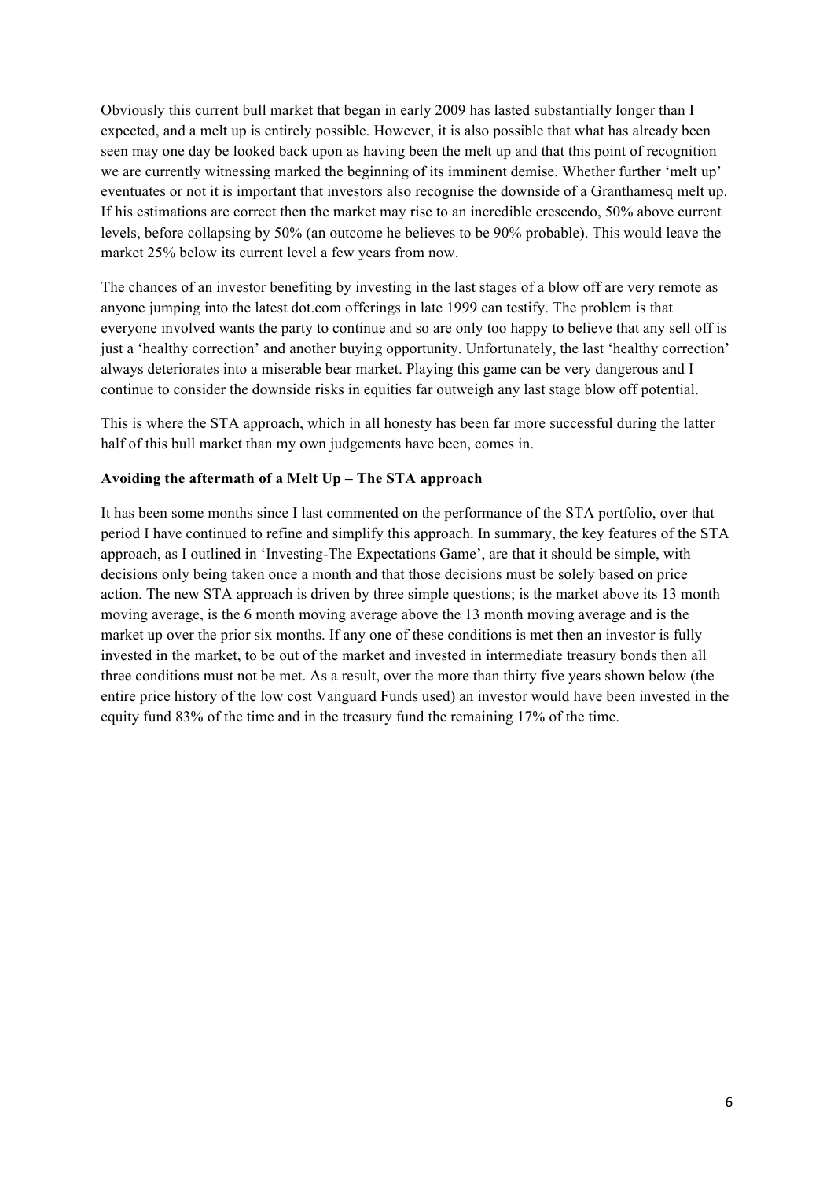Obviously this current bull market that began in early 2009 has lasted substantially longer than I expected, and a melt up is entirely possible. However, it is also possible that what has already been seen may one day be looked back upon as having been the melt up and that this point of recognition we are currently witnessing marked the beginning of its imminent demise. Whether further 'melt up' eventuates or not it is important that investors also recognise the downside of a Granthamesq melt up. If his estimations are correct then the market may rise to an incredible crescendo, 50% above current levels, before collapsing by 50% (an outcome he believes to be 90% probable). This would leave the market 25% below its current level a few years from now.

The chances of an investor benefiting by investing in the last stages of a blow off are very remote as anyone jumping into the latest dot.com offerings in late 1999 can testify. The problem is that everyone involved wants the party to continue and so are only too happy to believe that any sell off is just a 'healthy correction' and another buying opportunity. Unfortunately, the last 'healthy correction' always deteriorates into a miserable bear market. Playing this game can be very dangerous and I continue to consider the downside risks in equities far outweigh any last stage blow off potential.

This is where the STA approach, which in all honesty has been far more successful during the latter half of this bull market than my own judgements have been, comes in.

**Avoiding the aftermath of a Melt Up – The STA approach**

It has been some months since I last commented on the performance of the STA portfolio, over that period I have continued to refine and simplify this approach. In summary, the key features of the STA approach, as I outlined in 'Investing-The Expectations Game', are that it should be simple, with decisions only being taken once a month and that those decisions must be solely based on price action. The new STA approach is driven by three simple questions; is the market above its 13 month moving average, is the 6 month moving average above the 13 month moving average and is the market up over the prior six months. If any one of these conditions is met then an investor is fully invested in the market, to be out of the market and invested in intermediate treasury bonds then all three conditions must not be met. As a result, over the more than thirty five years shown below (the entire price history of the low cost Vanguard Funds used) an investor would have been invested in the equity fund 83% of the time and in the treasury fund the remaining 17% of the time.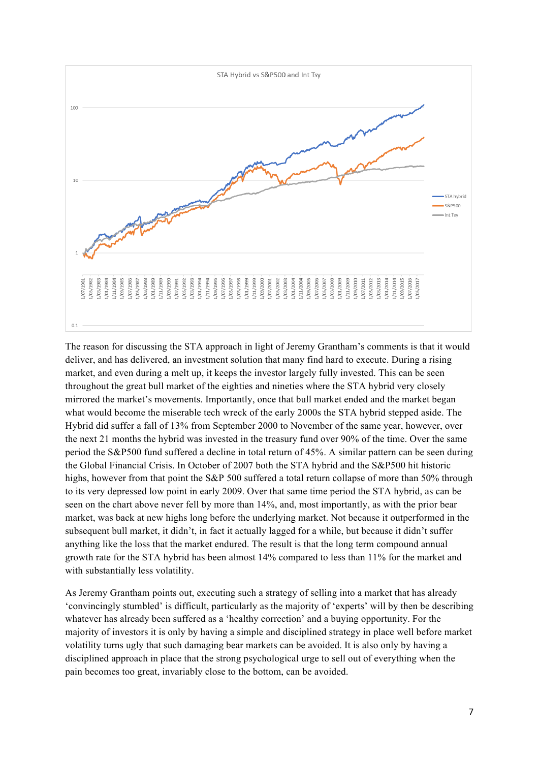The reason for discussing the STA approach in light of Jeremy Grantham's comments is that it would deliver, and has delivered, an investment solution that many find hard to execute. During a rising market, and even during a melt up, it keeps the investor largely fully invested. This can be seen throughout the great bull market of the eighties and nineties where the STA hybrid very closely mirrored the market's movements. Importantly, once that bull market ended and the market began what would become the miserable tech wreck of the early 2000s the STA hybrid stepped aside. The Hybrid did suffer a fall of 13% from September 2000 to November of the same year, however, over the next 21 months the hybrid was invested in the treasury fund over 90% of the time. Over the same period the S&P500 fund suffered a decline in total return of 45%. A similar pattern can be seen during the Global Financial Crisis. In October of 2007 both the STA hybrid and the S&P500 hit historic highs, however from that point the S&P 500 suffered a total return collapse of more than 50% through to its very depressed low point in early 2009. Over that same time period the STA hybrid, as can be seen on the chart above never fell by more than 14%, and, most importantly, as with the prior bear market, was back at new highs long before the underlying market. Not because it outperformed in the subsequent bull market, it didn't, in fact it actually lagged for a while, but because it didn't suffer anything like the loss that the market endured. The result is that the long term compound annual growth rate for the STA hybrid has been almost 14% compared to less than 11% for the market and with substantially less volatility.

As Jeremy Grantham points out, executing such a strategy of selling into a market that has already 'convincingly stumbled' is difficult, particularly as the majority of 'experts' will by then be describing whatever has already been suffered as a 'healthy correction' and a buying opportunity. For the majority of investors it is only by having a simple and disciplined strategy in place well before market volatility turns ugly that such damaging bear markets can be avoided. It is also only by having a disciplined approach in place that the strong psychological urge to sell out of everything when the pain becomes too great, invariably close to the bottom, can be avoided.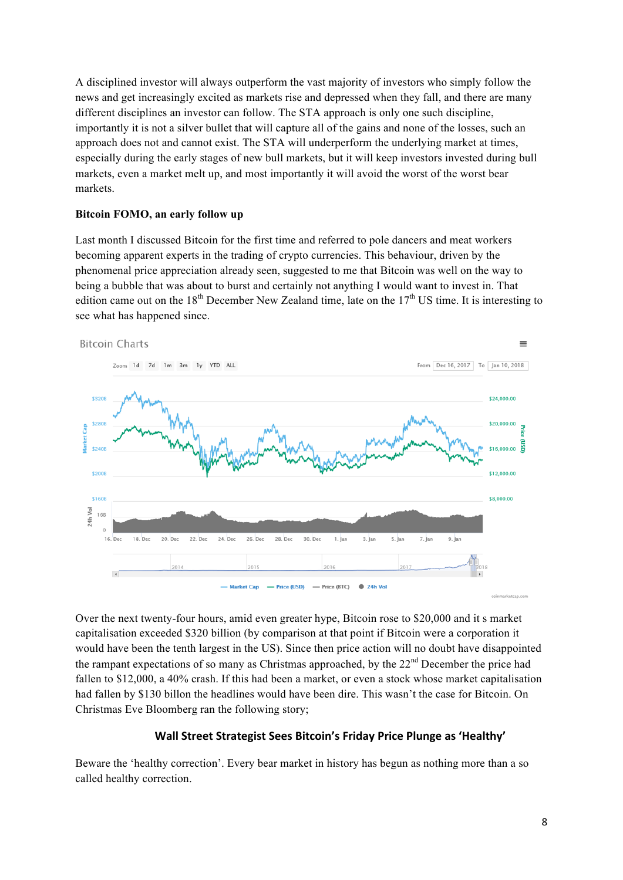A disciplined investor will always outperform the vast majority of investors who simply follow the news and get increasingly excited as markets rise and depressed when they fall, and there are many different disciplines an investor can follow. The STA approach is only one such discipline, importantly it is not a silver bullet that will capture all of the gains and none of the losses, such an approach does not and cannot exist. The STA will underperform the underlying market at times, especially during the early stages of new bull markets, but it will keep investors invested during bull markets, even a market melt up, and most importantly it will avoid the worst of the worst bear markets.

**Bitcoin FOMO, an early follow up**

Last month I discussed Bitcoin for the first time and referred to pole dancers and meat workers becoming apparent experts in the trading of crypto currencies. This behaviour, driven by the phenomenal price appreciation already seen, suggested to me that Bitcoin was well on the way to being a bubble that was about to burst and certainly not anything I would want to invest in. That edition came out on the 18th December New Zealand time, late on the 17th US time. It is interesting to see what has happened since.

Over the next twenty-four hours, amid even greater hype, Bitcoin rose to $20,000 and it s market capitalisation exceeded $320 billion (by comparison at that point if Bitcoin were a corporation it would have been the tenth largest in the US). Since then price action will no doubt have disappointed the rampant expectations of so many as Christmas approached, by the 22nd December the price had fallen to $12,000, a 40% crash. If this had been a market, or even a stock whose market capitalisation had fallen by $130 billon the headlines would have been dire. This wasn't the case for Bitcoin. On Christmas Eve Bloomberg ran the following story;

**Wall Street Strategist Sees Bitcoin's Friday Price Plunge as 'Healthy'**

Beware the 'healthy correction'. Every bear market in history has begun as nothing more than a so called healthy correction.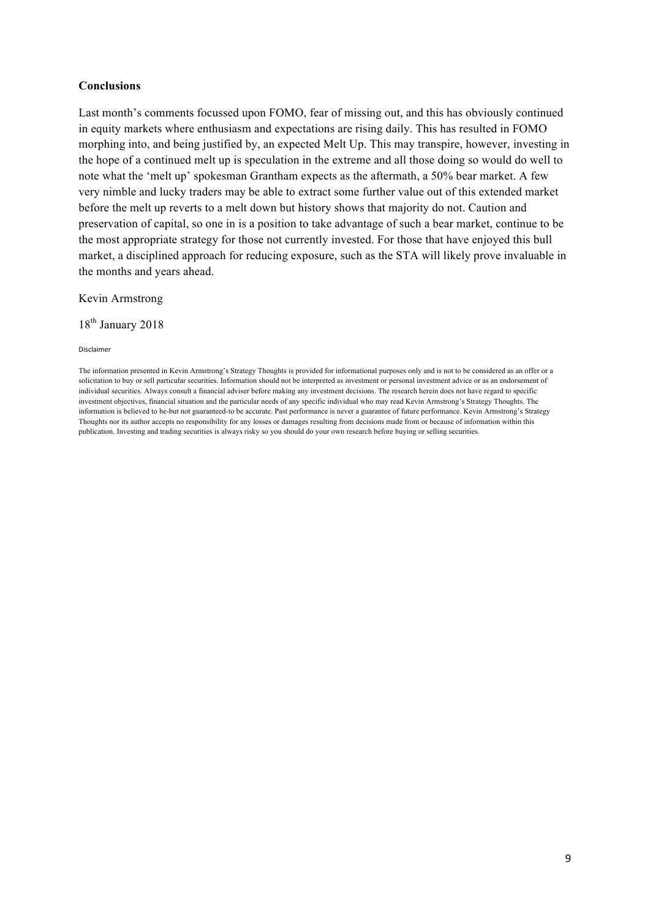**Conclusions**

Last month's comments focussed upon FOMO, fear of missing out, and this has obviously continued in equity markets where enthusiasm and expectations are rising daily. This has resulted in FOMO morphing into, and being justified by, an expected Melt Up. This may transpire, however, investing in the hope of a continued melt up is speculation in the extreme and all those doing so would do well to note what the 'melt up' spokesman Grantham expects as the aftermath, a 50% bear market. A few very nimble and lucky traders may be able to extract some further value out of this extended market before the melt up reverts to a melt down but history shows that majority do not. Caution and preservation of capital, so one in is a position to take advantage of such a bear market, continue to be the most appropriate strategy for those not currently invested. For those that have enjoyed this bull market, a disciplined approach for reducing exposure, such as the STA will likely prove invaluable in the months and years ahead.

Kevin Armstrong

18th January 2018

Disclaimer

The information presented in Kevin Armstrong's Strategy Thoughts is provided for informational purposes only and is not to be considered as an offer or a solicitation to buy or sell particular securities. Information should not be interpreted as investment or personal investment advice or as an endorsement of individual securities. Always consult a financial adviser before making any investment decisions. The research herein does not have regard to specific investment objectives, financial situation and the particular needs of any specific individual who may read Kevin Armstrong's Strategy Thoughts. The information is believed to be-but not guaranteed-to be accurate. Past performance is never a guarantee of future performance. Kevin Armstrong's Strategy Thoughts nor its author accepts no responsibility for any losses or damages resulting from decisions made from or because of information within this publication. Investing and trading securities is always risky so you should do your own research before buying or selling securities.